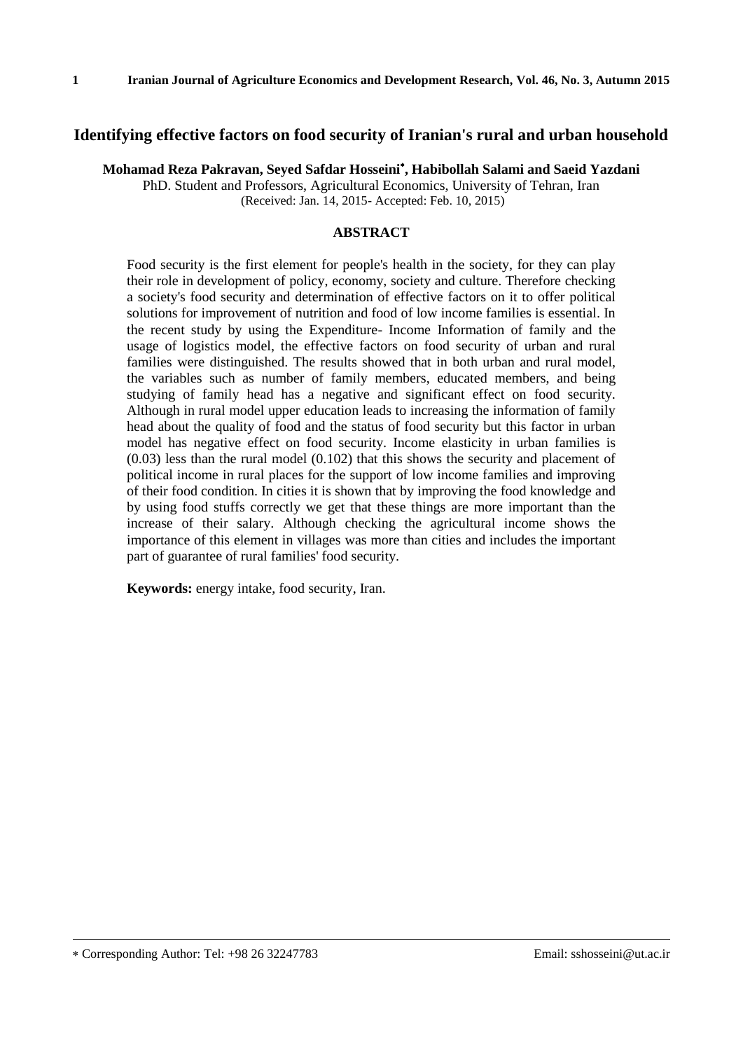# Identifying effective factors on food security of Iranian's rural and urban household

**Mohamad Reza Pakravan, Seyed Safdar Hosseini*, Habibollah Salami and Saeid Yazdani**

PhD. Student and Professors, Agricultural Economics, University of Tehran, Iran

(Received: Jan. 14, 2015- Accepted: Feb. 10, 2015)

## ABSTRACT

Food security is the first element for people's health in the society, for they can play their role in development of policy, economy, society and culture. Therefore checking a society's food security and determination of effective factors on it to offer political solutions for improvement of nutrition and food of low income families is essential. In the recent study by using the Expenditure- Income Information of family and the usage of logistics model, the effective factors on food security of urban and rural families were distinguished. The results showed that in both urban and rural model, the variables such as number of family members, educated members, and being studying of family head has a negative and significant effect on food security. Although in rural model upper education leads to increasing the information of family head about the quality of food and the status of food security but this factor in urban model has negative effect on food security. Income elasticity in urban families is (0.03) less than the rural model (0.102) that this shows the security and placement of political income in rural places for the support of low income families and improving of their food condition. In cities it is shown that by improving the food knowledge and by using food stuffs correctly we get that these things are more important than the increase of their salary. Although checking the agricultural income shows the importance of this element in villages was more than cities and includes the important part of guarantee of rural families' food security.

**Keywords:** energy intake, food security, Iran.

---

* Corresponding Author: Tel: +98 26 32247783 Email: sshosseini@ut.ac.ir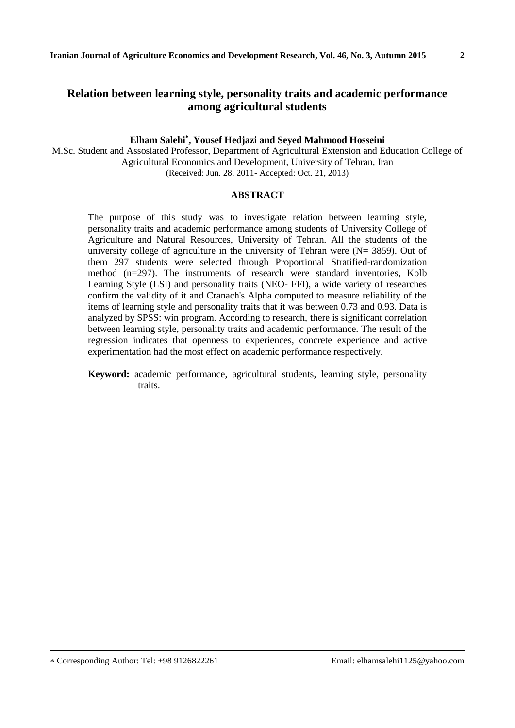# Relation between learning style, personality traits and academic performance among agricultural students

**Elham Salehi*, Yousef Hedjazi and Seyed Mahmood Hosseini**

M.Sc. Student and Assosiated Professor, Department of Agricultural Extension and Education College of Agricultural Economics and Development, University of Tehran, Iran

(Received: Jun. 28, 2011- Accepted: Oct. 21, 2013)

## ABSTRACT

The purpose of this study was to investigate relation between learning style, personality traits and academic performance among students of University College of Agriculture and Natural Resources, University of Tehran. All the students of the university college of agriculture in the university of Tehran were (N= 3859). Out of them 297 students were selected through Proportional Stratified-randomization method (n=297). The instruments of research were standard inventories, Kolb Learning Style (LSI) and personality traits (NEO- FFI), a wide variety of researches confirm the validity of it and Cranach's Alpha computed to measure reliability of the items of learning style and personality traits that it was between 0.73 and 0.93. Data is analyzed by SPSS: win program. According to research, there is significant correlation between learning style, personality traits and academic performance. The result of the regression indicates that openness to experiences, concrete experience and active experimentation had the most effect on academic performance respectively.

**Keyword:** academic performance, agricultural students, learning style, personality traits.

---

* Corresponding Author: Tel: +98 9126822261 Email: elhamsalehi1125@yahoo.com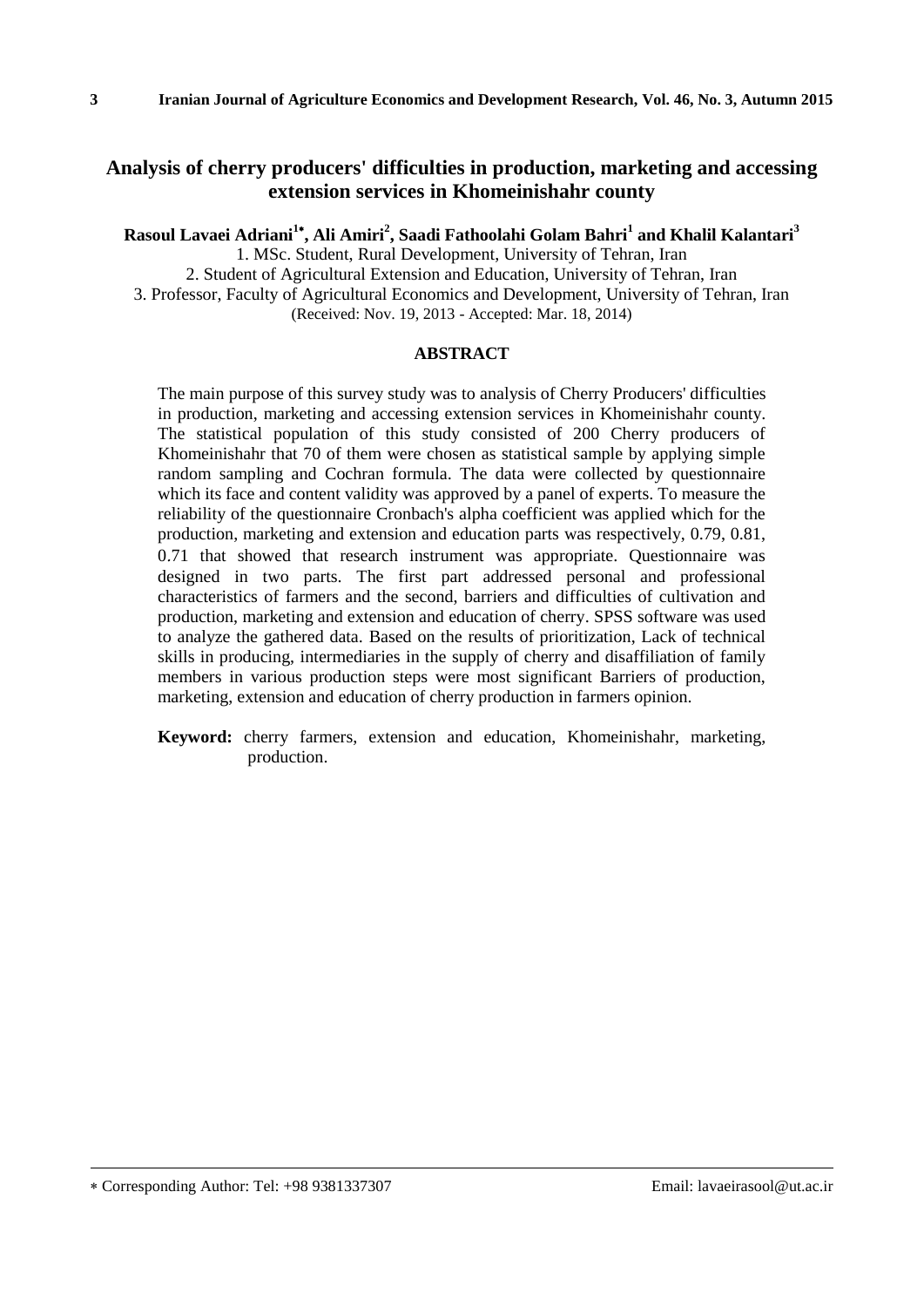# Analysis of cherry producers' difficulties in production, marketing and accessing extension services in Khomeinishahr county

**Rasoul Lavaei Adriani[1*], Ali Amiri[2], Saadi Fathoolahi Golam Bahri[1] and Khalil Kalantari[3]**

1. MSc. Student, Rural Development, University of Tehran, Iran
2. Student of Agricultural Extension and Education, University of Tehran, Iran
3. Professor, Faculty of Agricultural Economics and Development, University of Tehran, Iran

(Received: Nov. 19, 2013 - Accepted: Mar. 18, 2014)

## ABSTRACT

The main purpose of this survey study was to analysis of Cherry Producers' difficulties in production, marketing and accessing extension services in Khomeinishahr county. The statistical population of this study consisted of 200 Cherry producers of Khomeinishahr that 70 of them were chosen as statistical sample by applying simple random sampling and Cochran formula. The data were collected by questionnaire which its face and content validity was approved by a panel of experts. To measure the reliability of the questionnaire Cronbach's alpha coefficient was applied which for the production, marketing and extension and education parts was respectively, 0.79, 0.81, 0.71 that showed that research instrument was appropriate. Questionnaire was designed in two parts. The first part addressed personal and professional characteristics of farmers and the second, barriers and difficulties of cultivation and production, marketing and extension and education of cherry. SPSS software was used to analyze the gathered data. Based on the results of prioritization, Lack of technical skills in producing, intermediaries in the supply of cherry and disaffiliation of family members in various production steps were most significant Barriers of production, marketing, extension and education of cherry production in farmers opinion.

**Keyword:** cherry farmers, extension and education, Khomeinishahr, marketing, production.

---

* Corresponding Author: Tel: +98 9381337307 Email: lavaeirasool@ut.ac.ir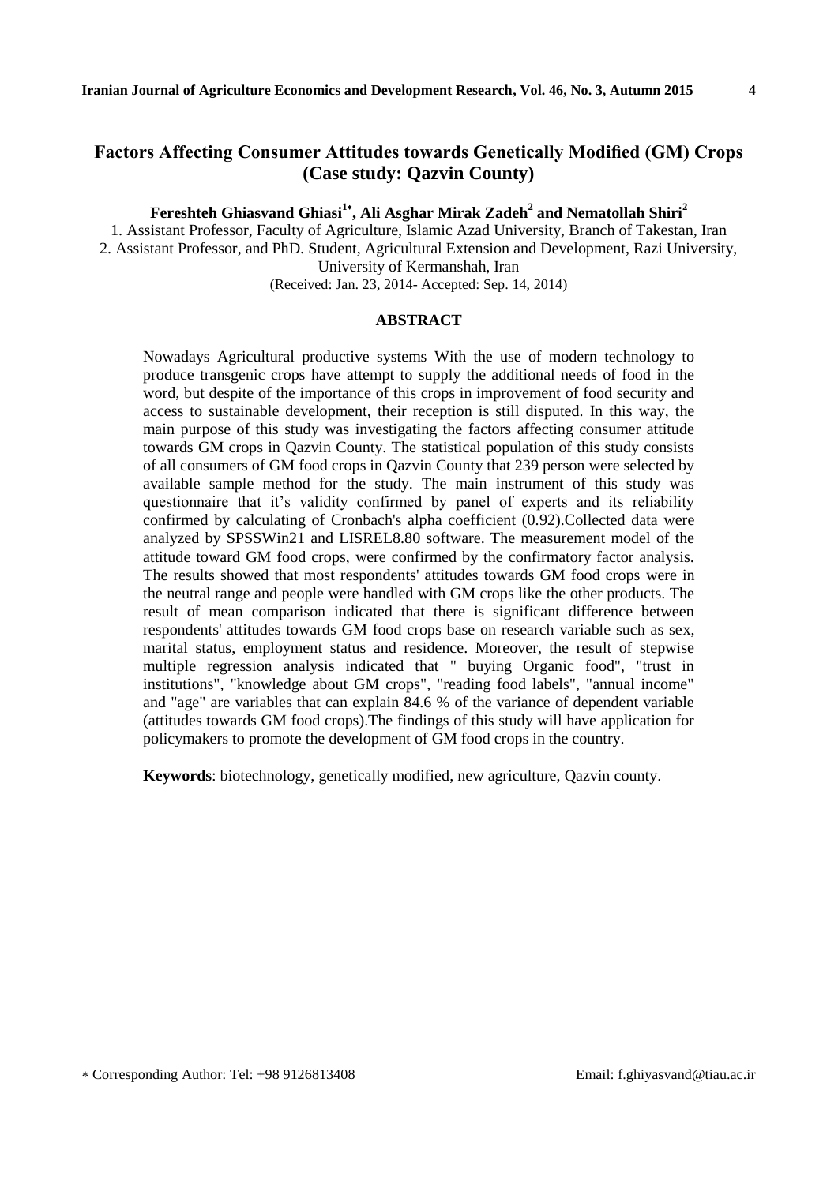# Factors Affecting Consumer Attitudes towards Genetically Modified (GM) Crops (Case study: Qazvin County)

**Fereshteh Ghiasvand Ghiasi[1*], Ali Asghar Mirak Zadeh[2] and Nematollah Shiri[2]**

1. Assistant Professor, Faculty of Agriculture, Islamic Azad University, Branch of Takestan, Iran
2. Assistant Professor, and PhD. Student, Agricultural Extension and Development, Razi University, University of Kermanshah, Iran

(Received: Jan. 23, 2014- Accepted: Sep. 14, 2014)

## ABSTRACT

Nowadays Agricultural productive systems With the use of modern technology to produce transgenic crops have attempt to supply the additional needs of food in the word, but despite of the importance of this crops in improvement of food security and access to sustainable development, their reception is still disputed. In this way, the main purpose of this study was investigating the factors affecting consumer attitude towards GM crops in Qazvin County. The statistical population of this study consists of all consumers of GM food crops in Qazvin County that 239 person were selected by available sample method for the study. The main instrument of this study was questionnaire that it's validity confirmed by panel of experts and its reliability confirmed by calculating of Cronbach's alpha coefficient (0.92).Collected data were analyzed by SPSSWin21 and LISREL8.80 software. The measurement model of the attitude toward GM food crops, were confirmed by the confirmatory factor analysis. The results showed that most respondents' attitudes towards GM food crops were in the neutral range and people were handled with GM crops like the other products. The result of mean comparison indicated that there is significant difference between respondents' attitudes towards GM food crops base on research variable such as sex, marital status, employment status and residence. Moreover, the result of stepwise multiple regression analysis indicated that " buying Organic food", "trust in institutions", "knowledge about GM crops", "reading food labels", "annual income" and "age" are variables that can explain 84.6 % of the variance of dependent variable (attitudes towards GM food crops).The findings of this study will have application for policymakers to promote the development of GM food crops in the country.

**Keywords**: biotechnology, genetically modified, new agriculture, Qazvin county.

---

* Corresponding Author: Tel: +98 9126813408 Email: f.ghiyasvand@tiau.ac.ir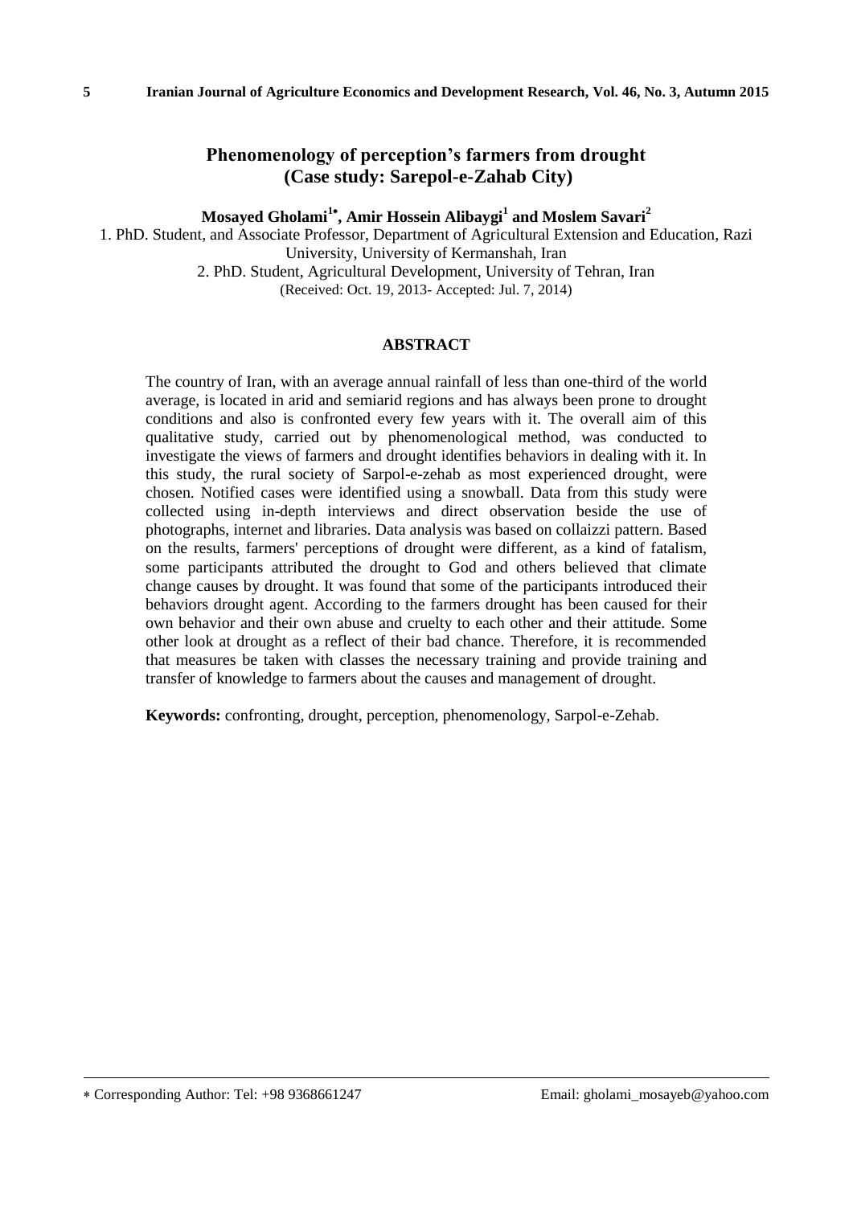# Phenomenology of perception's farmers from drought (Case study: Sarepol-e-Zahab City)

**Mosayed Gholami[1*], Amir Hossein Alibaygi[1] and Moslem Savari[2]**

1. PhD. Student, and Associate Professor, Department of Agricultural Extension and Education, Razi University, University of Kermanshah, Iran

2. PhD. Student, Agricultural Development, University of Tehran, Iran

(Received: Oct. 19, 2013- Accepted: Jul. 7, 2014)

## ABSTRACT

The country of Iran, with an average annual rainfall of less than one-third of the world average, is located in arid and semiarid regions and has always been prone to drought conditions and also is confronted every few years with it. The overall aim of this qualitative study, carried out by phenomenological method, was conducted to investigate the views of farmers and drought identifies behaviors in dealing with it. In this study, the rural society of Sarpol-e-zehab as most experienced drought, were chosen. Notified cases were identified using a snowball. Data from this study were collected using in-depth interviews and direct observation beside the use of photographs, internet and libraries. Data analysis was based on collaizzi pattern. Based on the results, farmers' perceptions of drought were different, as a kind of fatalism, some participants attributed the drought to God and others believed that climate change causes by drought. It was found that some of the participants introduced their behaviors drought agent. According to the farmers drought has been caused for their own behavior and their own abuse and cruelty to each other and their attitude. Some other look at drought as a reflect of their bad chance. Therefore, it is recommended that measures be taken with classes the necessary training and provide training and transfer of knowledge to farmers about the causes and management of drought.

**Keywords:** confronting, drought, perception, phenomenology, Sarpol-e-Zehab.

---

* Corresponding Author: Tel: +98 9368661247 Email: gholami_mosayeb@yahoo.com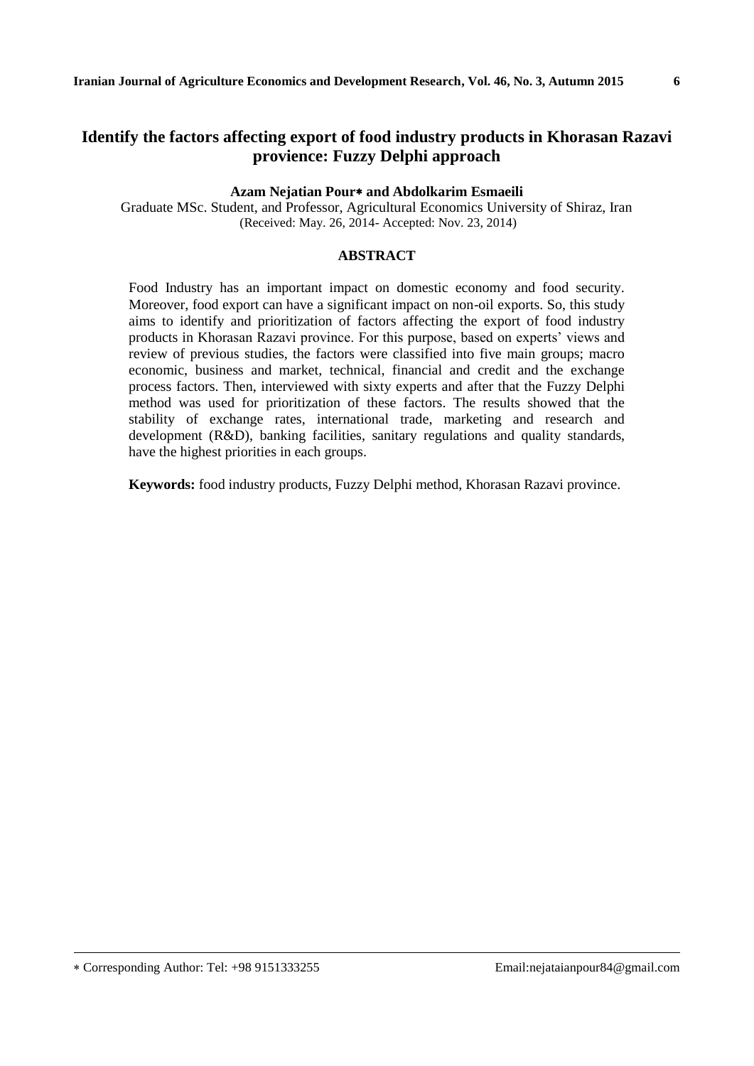# Identify the factors affecting export of food industry products in Khorasan Razavi provience: Fuzzy Delphi approach

**Azam Nejatian Pour∗ and Abdolkarim Esmaeili**

Graduate MSc. Student, and Professor, Agricultural Economics University of Shiraz, Iran
(Received: May. 26, 2014- Accepted: Nov. 23, 2014)

## ABSTRACT

Food Industry has an important impact on domestic economy and food security. Moreover, food export can have a significant impact on non-oil exports. So, this study aims to identify and prioritization of factors affecting the export of food industry products in Khorasan Razavi province. For this purpose, based on experts' views and review of previous studies, the factors were classified into five main groups; macro economic, business and market, technical, financial and credit and the exchange process factors. Then, interviewed with sixty experts and after that the Fuzzy Delphi method was used for prioritization of these factors. The results showed that the stability of exchange rates, international trade, marketing and research and development (R&D), banking facilities, sanitary regulations and quality standards, have the highest priorities in each groups.

**Keywords:** food industry products, Fuzzy Delphi method, Khorasan Razavi province.

---

∗ Corresponding Author: Tel: +98 9151333255 Email:nejataianpour84@gmail.com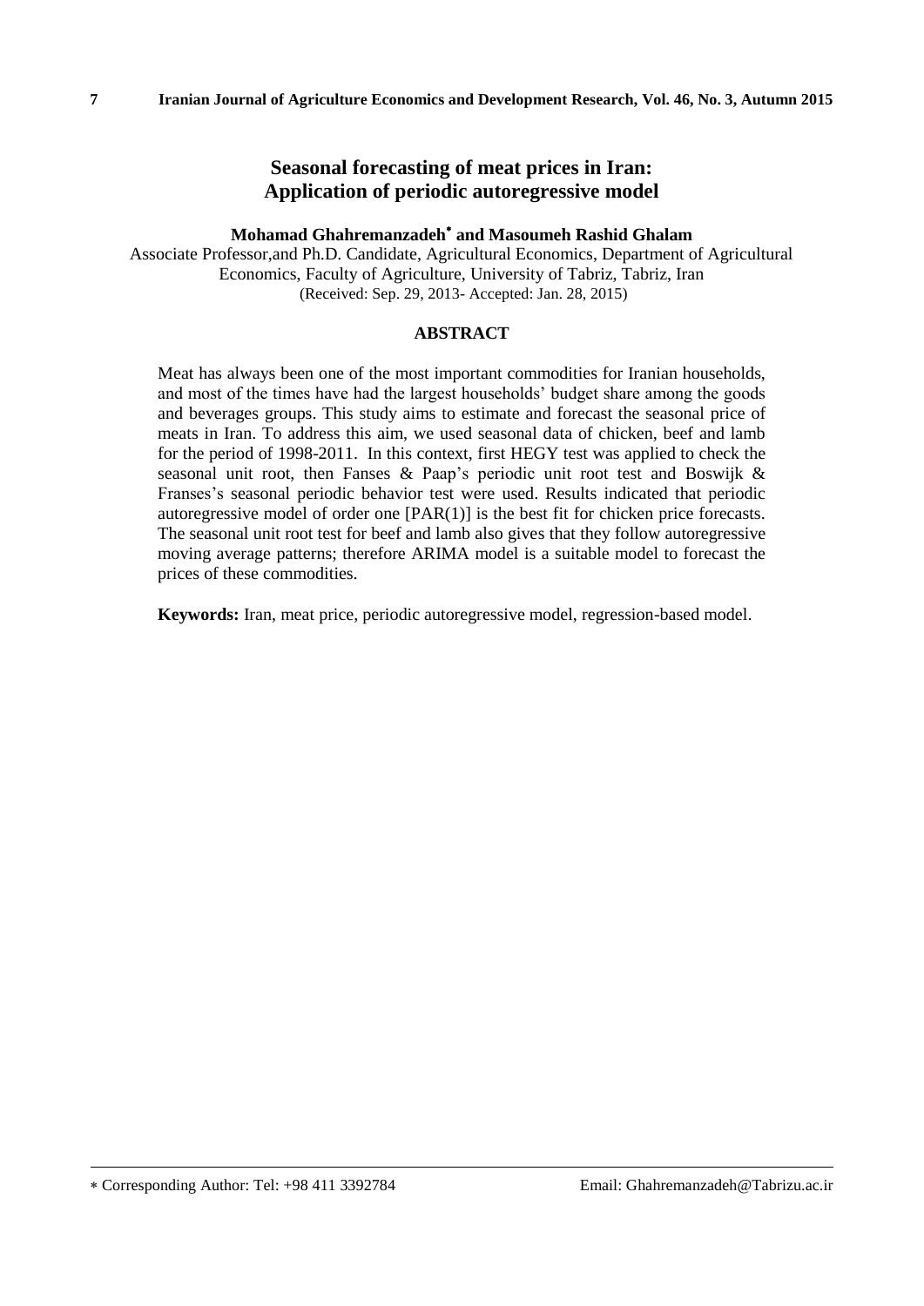# Seasonal forecasting of meat prices in Iran: Application of periodic autoregressive model

**Mohamad Ghahremanzadeh*[*] and Masoumeh Rashid Ghalam**

Associate Professor,and Ph.D. Candidate, Agricultural Economics, Department of Agricultural Economics, Faculty of Agriculture, University of Tabriz, Tabriz, Iran

(Received: Sep. 29, 2013- Accepted: Jan. 28, 2015)

## ABSTRACT

Meat has always been one of the most important commodities for Iranian households, and most of the times have had the largest households' budget share among the goods and beverages groups. This study aims to estimate and forecast the seasonal price of meats in Iran. To address this aim, we used seasonal data of chicken, beef and lamb for the period of 1998-2011. In this context, first HEGY test was applied to check the seasonal unit root, then Fanses & Paap's periodic unit root test and Boswijk & Franses's seasonal periodic behavior test were used. Results indicated that periodic autoregressive model of order one [PAR(1)] is the best fit for chicken price forecasts. The seasonal unit root test for beef and lamb also gives that they follow autoregressive moving average patterns; therefore ARIMA model is a suitable model to forecast the prices of these commodities.

**Keywords:** Iran, meat price, periodic autoregressive model, regression-based model.

---

[*] Corresponding Author: Tel: +98 411 3392784 Email: Ghahremanzadeh@Tabrizu.ac.ir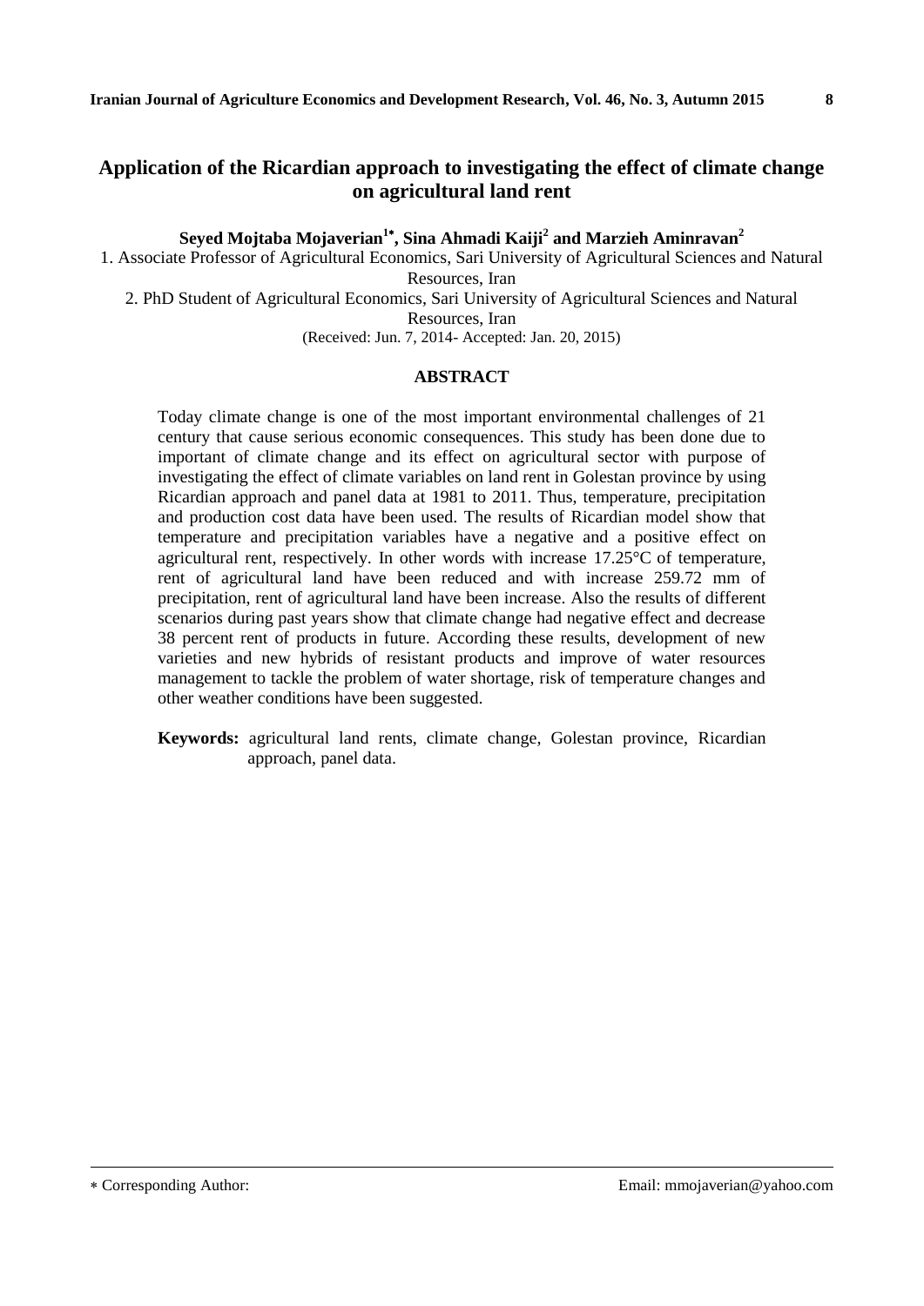# Application of the Ricardian approach to investigating the effect of climate change on agricultural land rent

**Seyed Mojtaba Mojaverian[1*], Sina Ahmadi Kaiji[2] and Marzieh Aminravan[2]**

1. Associate Professor of Agricultural Economics, Sari University of Agricultural Sciences and Natural Resources, Iran
2. PhD Student of Agricultural Economics, Sari University of Agricultural Sciences and Natural Resources, Iran

(Received: Jun. 7, 2014- Accepted: Jan. 20, 2015)

## ABSTRACT

Today climate change is one of the most important environmental challenges of 21 century that cause serious economic consequences. This study has been done due to important of climate change and its effect on agricultural sector with purpose of investigating the effect of climate variables on land rent in Golestan province by using Ricardian approach and panel data at 1981 to 2011. Thus, temperature, precipitation and production cost data have been used. The results of Ricardian model show that temperature and precipitation variables have a negative and a positive effect on agricultural rent, respectively. In other words with increase 17.25°C of temperature, rent of agricultural land have been reduced and with increase 259.72 mm of precipitation, rent of agricultural land have been increase. Also the results of different scenarios during past years show that climate change had negative effect and decrease 38 percent rent of products in future. According these results, development of new varieties and new hybrids of resistant products and improve of water resources management to tackle the problem of water shortage, risk of temperature changes and other weather conditions have been suggested.

**Keywords:** agricultural land rents, climate change, Golestan province, Ricardian approach, panel data.

---

* Corresponding Author: Email: mmojaverian@yahoo.com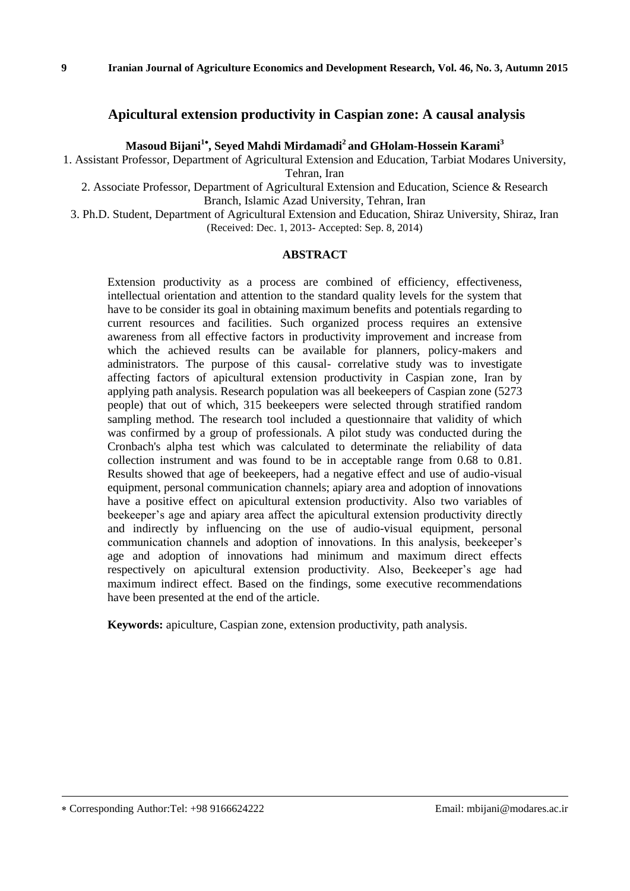# Apicultural extension productivity in Caspian zone: A causal analysis

**Masoud Bijani[1]*, Seyed Mahdi Mirdamadi[2] and GHolam-Hossein Karami[3]**

1. Assistant Professor, Department of Agricultural Extension and Education, Tarbiat Modares University, Tehran, Iran
2. Associate Professor, Department of Agricultural Extension and Education, Science & Research Branch, Islamic Azad University, Tehran, Iran
3. Ph.D. Student, Department of Agricultural Extension and Education, Shiraz University, Shiraz, Iran

(Received: Dec. 1, 2013- Accepted: Sep. 8, 2014)

## ABSTRACT

Extension productivity as a process are combined of efficiency, effectiveness, intellectual orientation and attention to the standard quality levels for the system that have to be consider its goal in obtaining maximum benefits and potentials regarding to current resources and facilities. Such organized process requires an extensive awareness from all effective factors in productivity improvement and increase from which the achieved results can be available for planners, policy-makers and administrators. The purpose of this causal- correlative study was to investigate affecting factors of apicultural extension productivity in Caspian zone, Iran by applying path analysis. Research population was all beekeepers of Caspian zone (5273 people) that out of which, 315 beekeepers were selected through stratified random sampling method. The research tool included a questionnaire that validity of which was confirmed by a group of professionals. A pilot study was conducted during the Cronbach's alpha test which was calculated to determinate the reliability of data collection instrument and was found to be in acceptable range from 0.68 to 0.81. Results showed that age of beekeepers, had a negative effect and use of audio-visual equipment, personal communication channels; apiary area and adoption of innovations have a positive effect on apicultural extension productivity. Also two variables of beekeeper's age and apiary area affect the apicultural extension productivity directly and indirectly by influencing on the use of audio-visual equipment, personal communication channels and adoption of innovations. In this analysis, beekeeper's age and adoption of innovations had minimum and maximum direct effects respectively on apicultural extension productivity. Also, Beekeeper's age had maximum indirect effect. Based on the findings, some executive recommendations have been presented at the end of the article.

**Keywords:** apiculture, Caspian zone, extension productivity, path analysis.

---

* Corresponding Author:Tel: +98 9166624222 Email: mbijani@modares.ac.ir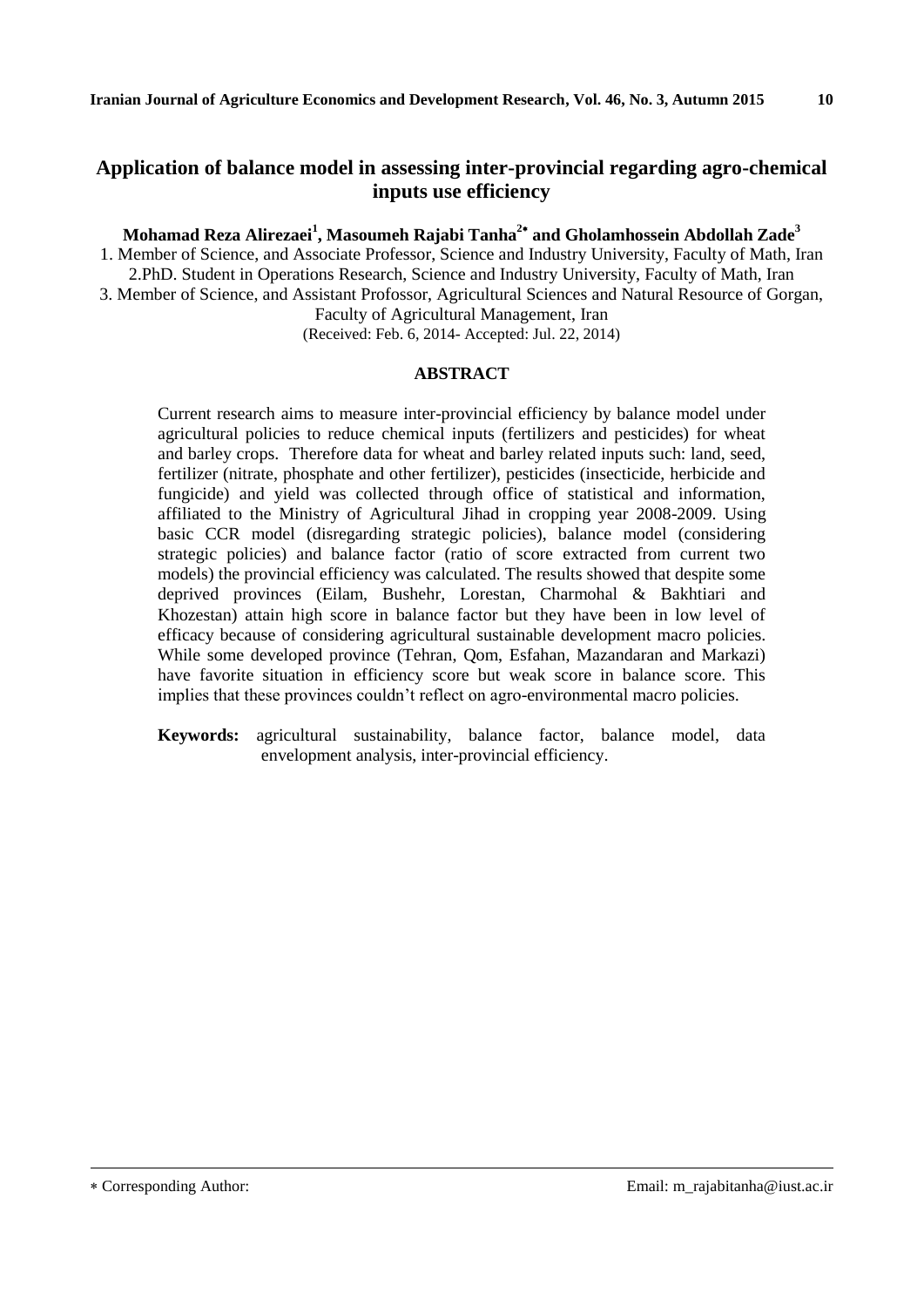# Application of balance model in assessing inter-provincial regarding agro-chemical inputs use efficiency

**Mohamad Reza Alirezaei[1], Masoumeh Rajabi Tanha[2]* and Gholamhossein Abdollah Zade[3]**

1. Member of Science, and Associate Professor, Science and Industry University, Faculty of Math, Iran
2. PhD. Student in Operations Research, Science and Industry University, Faculty of Math, Iran
3. Member of Science, and Assistant Profossor, Agricultural Sciences and Natural Resource of Gorgan, Faculty of Agricultural Management, Iran

(Received: Feb. 6, 2014- Accepted: Jul. 22, 2014)

## ABSTRACT

Current research aims to measure inter-provincial efficiency by balance model under agricultural policies to reduce chemical inputs (fertilizers and pesticides) for wheat and barley crops. Therefore data for wheat and barley related inputs such: land, seed, fertilizer (nitrate, phosphate and other fertilizer), pesticides (insecticide, herbicide and fungicide) and yield was collected through office of statistical and information, affiliated to the Ministry of Agricultural Jihad in cropping year 2008-2009. Using basic CCR model (disregarding strategic policies), balance model (considering strategic policies) and balance factor (ratio of score extracted from current two models) the provincial efficiency was calculated. The results showed that despite some deprived provinces (Eilam, Bushehr, Lorestan, Charmohal & Bakhtiari and Khozestan) attain high score in balance factor but they have been in low level of efficacy because of considering agricultural sustainable development macro policies. While some developed province (Tehran, Qom, Esfahan, Mazandaran and Markazi) have favorite situation in efficiency score but weak score in balance score. This implies that these provinces couldn't reflect on agro-environmental macro policies.

**Keywords:** agricultural sustainability, balance factor, balance model, data envelopment analysis, inter-provincial efficiency.

---

* Corresponding Author: Email: m_rajabitanha@iust.ac.ir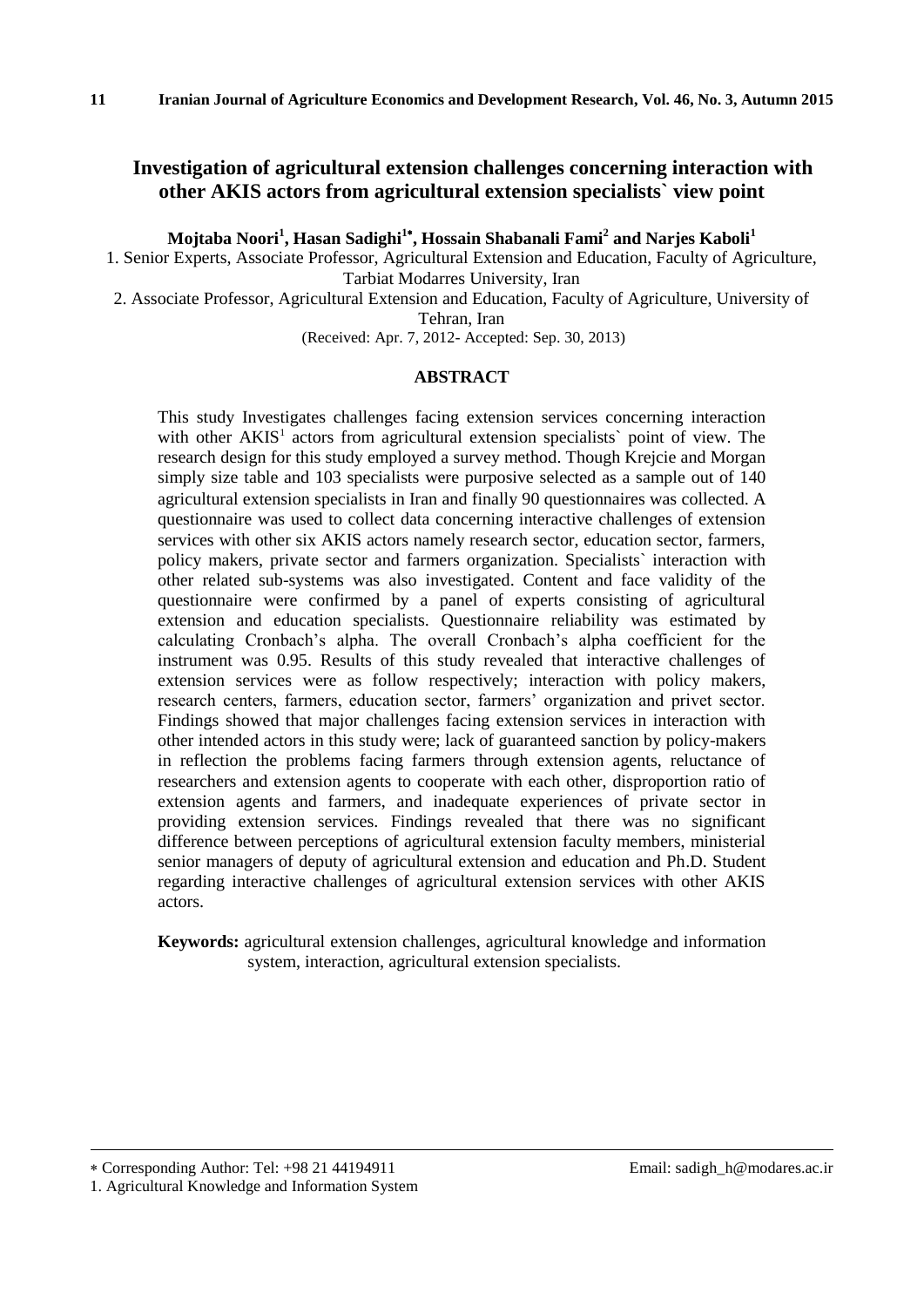# Investigation of agricultural extension challenges concerning interaction with other AKIS actors from agricultural extension specialists` view point

**Mojtaba Noori[1], Hasan Sadighi[1*], Hossain Shabanali Fami[2] and Narjes Kaboli[1]**

1. Senior Experts, Associate Professor, Agricultural Extension and Education, Faculty of Agriculture, Tarbiat Modarres University, Iran

2. Associate Professor, Agricultural Extension and Education, Faculty of Agriculture, University of Tehran, Iran

(Received: Apr. 7, 2012- Accepted: Sep. 30, 2013)

## ABSTRACT

This study Investigates challenges facing extension services concerning interaction with other AKIS[1] actors from agricultural extension specialists` point of view. The research design for this study employed a survey method. Though Krejcie and Morgan simply size table and 103 specialists were purposive selected as a sample out of 140 agricultural extension specialists in Iran and finally 90 questionnaires was collected. A questionnaire was used to collect data concerning interactive challenges of extension services with other six AKIS actors namely research sector, education sector, farmers, policy makers, private sector and farmers organization. Specialists` interaction with other related sub-systems was also investigated. Content and face validity of the questionnaire were confirmed by a panel of experts consisting of agricultural extension and education specialists. Questionnaire reliability was estimated by calculating Cronbach's alpha. The overall Cronbach's alpha coefficient for the instrument was 0.95. Results of this study revealed that interactive challenges of extension services were as follow respectively; interaction with policy makers, research centers, farmers, education sector, farmers' organization and privet sector. Findings showed that major challenges facing extension services in interaction with other intended actors in this study were; lack of guaranteed sanction by policy-makers in reflection the problems facing farmers through extension agents, reluctance of researchers and extension agents to cooperate with each other, disproportion ratio of extension agents and farmers, and inadequate experiences of private sector in providing extension services. Findings revealed that there was no significant difference between perceptions of agricultural extension faculty members, ministerial senior managers of deputy of agricultural extension and education and Ph.D. Student regarding interactive challenges of agricultural extension services with other AKIS actors.

**Keywords:** agricultural extension challenges, agricultural knowledge and information system, interaction, agricultural extension specialists.

---

\* Corresponding Author: Tel: +98 21 44194911 Email: sadigh_h@modares.ac.ir

1. Agricultural Knowledge and Information System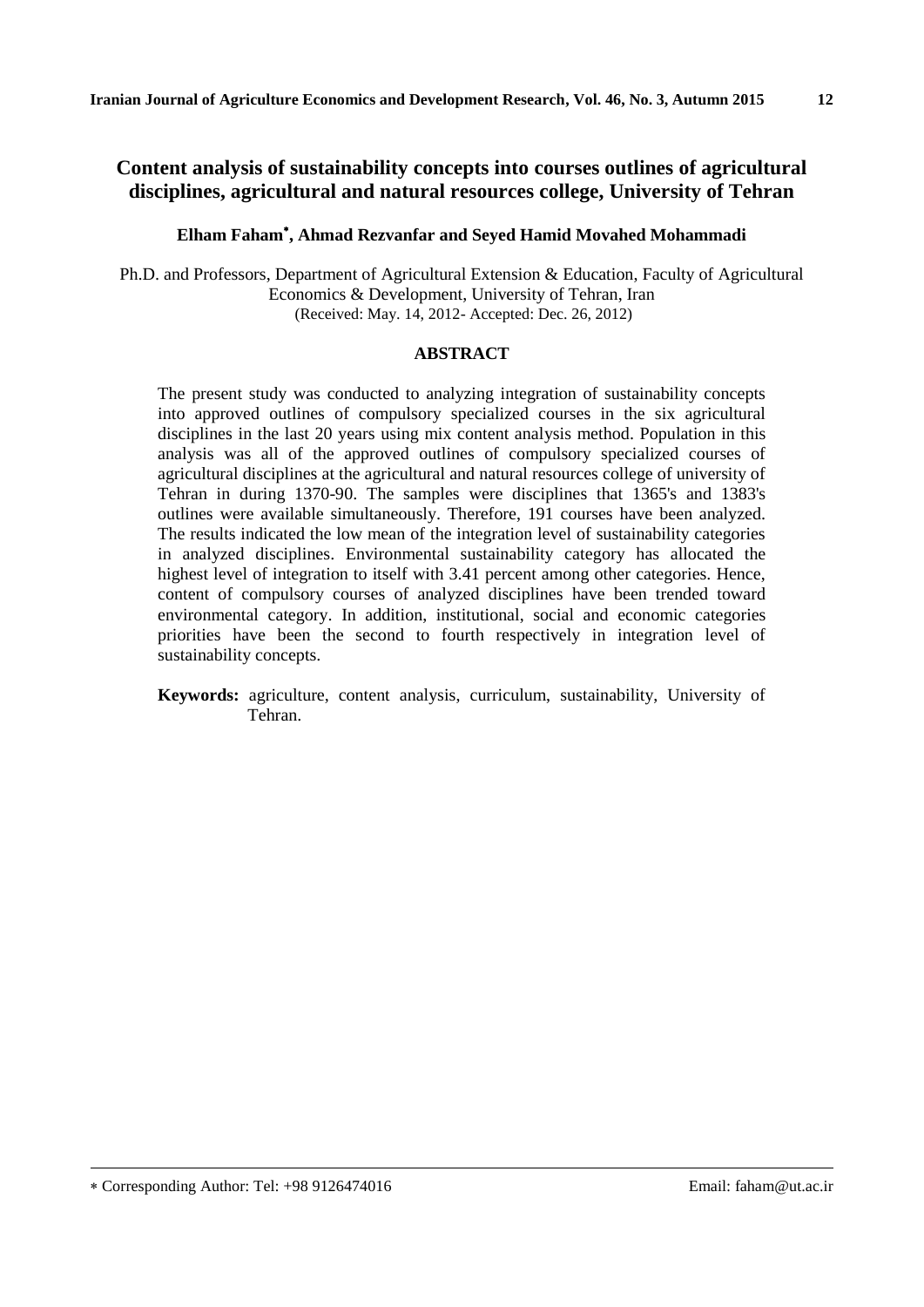# Content analysis of sustainability concepts into courses outlines of agricultural disciplines, agricultural and natural resources college, University of Tehran

**Elham Faham*, Ahmad Rezvanfar and Seyed Hamid Movahed Mohammadi**

Ph.D. and Professors, Department of Agricultural Extension & Education, Faculty of Agricultural Economics & Development, University of Tehran, Iran
(Received: May. 14, 2012- Accepted: Dec. 26, 2012)

## ABSTRACT

The present study was conducted to analyzing integration of sustainability concepts into approved outlines of compulsory specialized courses in the six agricultural disciplines in the last 20 years using mix content analysis method. Population in this analysis was all of the approved outlines of compulsory specialized courses of agricultural disciplines at the agricultural and natural resources college of university of Tehran in during 1370-90. The samples were disciplines that 1365's and 1383's outlines were available simultaneously. Therefore, 191 courses have been analyzed. The results indicated the low mean of the integration level of sustainability categories in analyzed disciplines. Environmental sustainability category has allocated the highest level of integration to itself with 3.41 percent among other categories. Hence, content of compulsory courses of analyzed disciplines have been trended toward environmental category. In addition, institutional, social and economic categories priorities have been the second to fourth respectively in integration level of sustainability concepts.

**Keywords:** agriculture, content analysis, curriculum, sustainability, University of Tehran.

---

* Corresponding Author: Tel: +98 9126474016 Email: faham@ut.ac.ir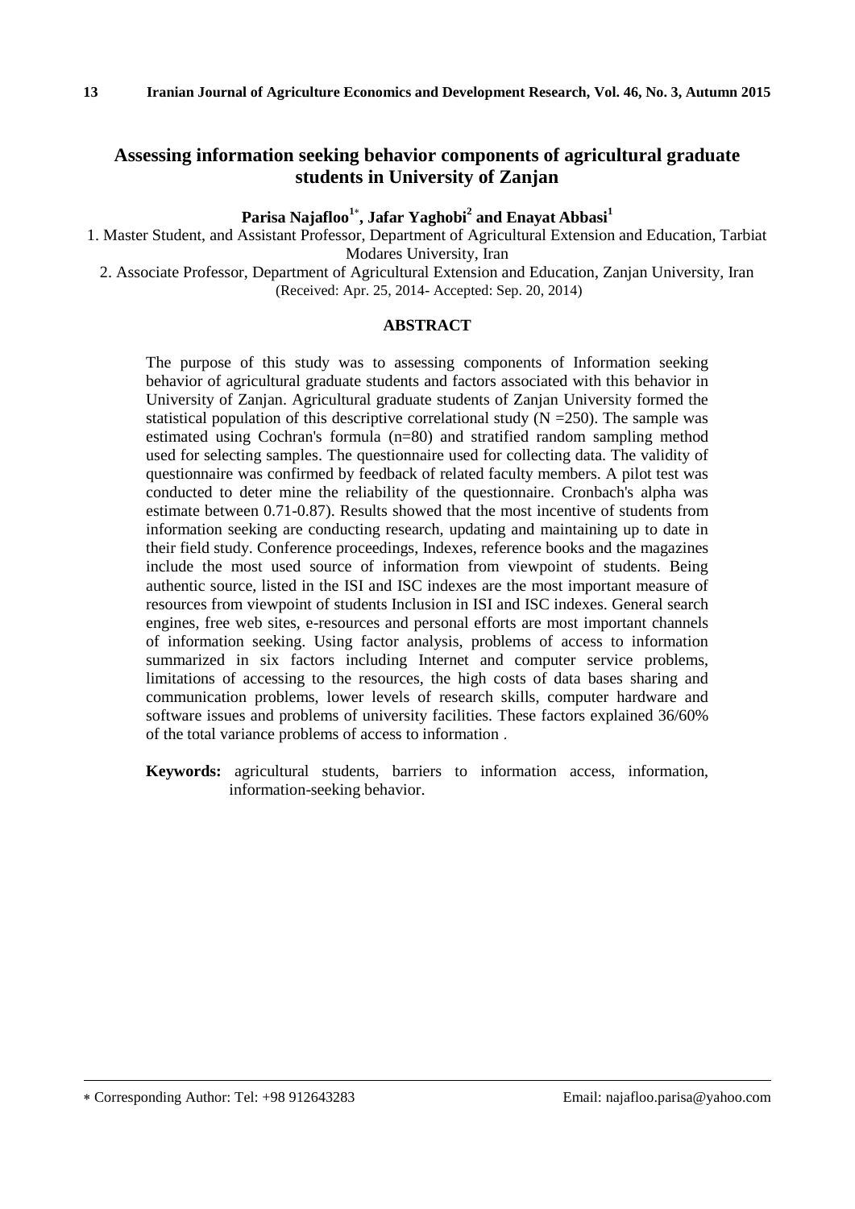# Assessing information seeking behavior components of agricultural graduate students in University of Zanjan

**Parisa Najafloo[1*], Jafar Yaghobi[2] and Enayat Abbasi[1]**

1. Master Student, and Assistant Professor, Department of Agricultural Extension and Education, Tarbiat Modares University, Iran
2. Associate Professor, Department of Agricultural Extension and Education, Zanjan University, Iran

(Received: Apr. 25, 2014- Accepted: Sep. 20, 2014)

## ABSTRACT

The purpose of this study was to assessing components of Information seeking behavior of agricultural graduate students and factors associated with this behavior in University of Zanjan. Agricultural graduate students of Zanjan University formed the statistical population of this descriptive correlational study (N =250). The sample was estimated using Cochran's formula (n=80) and stratified random sampling method used for selecting samples. The questionnaire used for collecting data. The validity of questionnaire was confirmed by feedback of related faculty members. A pilot test was conducted to deter mine the reliability of the questionnaire. Cronbach's alpha was estimate between 0.71-0.87). Results showed that the most incentive of students from information seeking are conducting research, updating and maintaining up to date in their field study. Conference proceedings, Indexes, reference books and the magazines include the most used source of information from viewpoint of students. Being authentic source, listed in the ISI and ISC indexes are the most important measure of resources from viewpoint of students Inclusion in ISI and ISC indexes. General search engines, free web sites, e-resources and personal efforts are most important channels of information seeking. Using factor analysis, problems of access to information summarized in six factors including Internet and computer service problems, limitations of accessing to the resources, the high costs of data bases sharing and communication problems, lower levels of research skills, computer hardware and software issues and problems of university facilities. These factors explained 36/60% of the total variance problems of access to information .

**Keywords:** agricultural students, barriers to information access, information, information-seeking behavior.

---

* Corresponding Author: Tel: +98 912643283 Email: najafloo.parisa@yahoo.com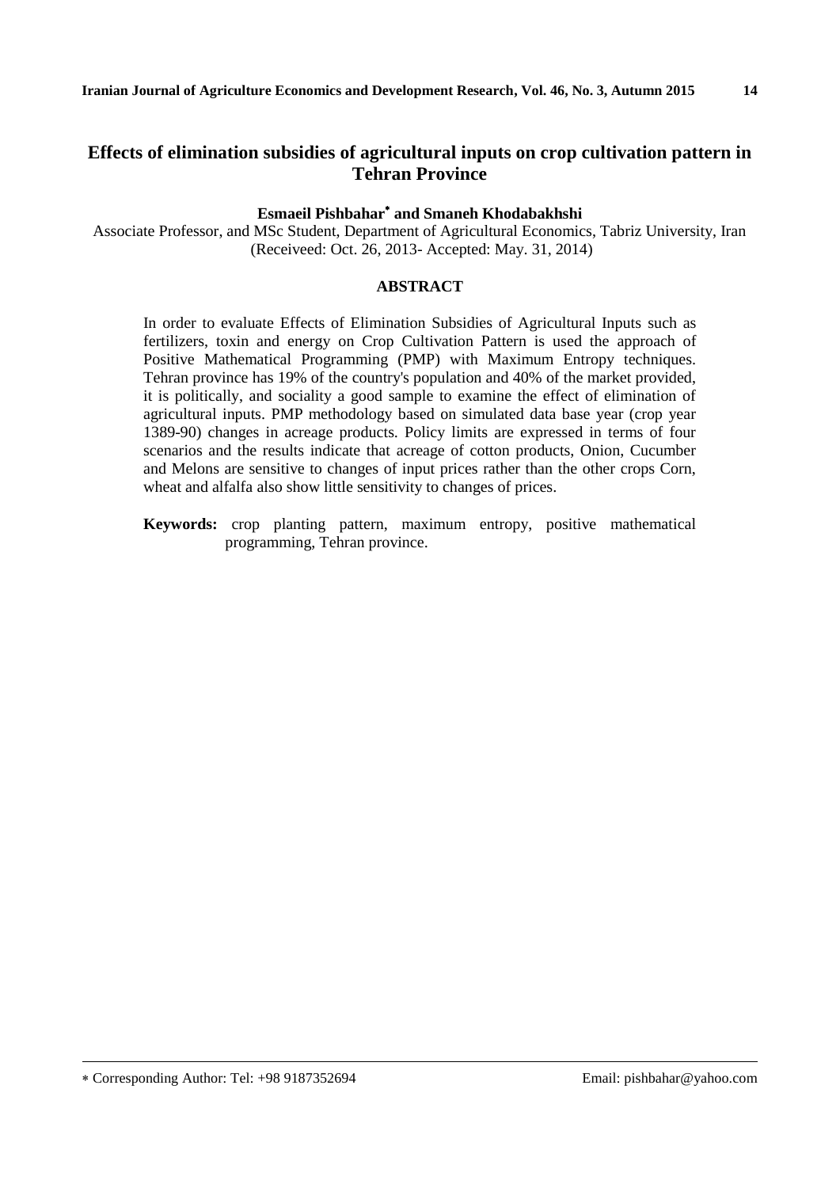# Effects of elimination subsidies of agricultural inputs on crop cultivation pattern in Tehran Province

**Esmaeil Pishbahar* and Smaneh Khodabakhshi**

Associate Professor, and MSc Student, Department of Agricultural Economics, Tabriz University, Iran
(Receiveed: Oct. 26, 2013- Accepted: May. 31, 2014)

## ABSTRACT

In order to evaluate Effects of Elimination Subsidies of Agricultural Inputs such as fertilizers, toxin and energy on Crop Cultivation Pattern is used the approach of Positive Mathematical Programming (PMP) with Maximum Entropy techniques. Tehran province has 19% of the country's population and 40% of the market provided, it is politically, and sociality a good sample to examine the effect of elimination of agricultural inputs. PMP methodology based on simulated data base year (crop year 1389-90) changes in acreage products. Policy limits are expressed in terms of four scenarios and the results indicate that acreage of cotton products, Onion, Cucumber and Melons are sensitive to changes of input prices rather than the other crops Corn, wheat and alfalfa also show little sensitivity to changes of prices.

**Keywords:** crop planting pattern, maximum entropy, positive mathematical programming, Tehran province.

---

* Corresponding Author: Tel: +98 9187352694 Email: pishbahar@yahoo.com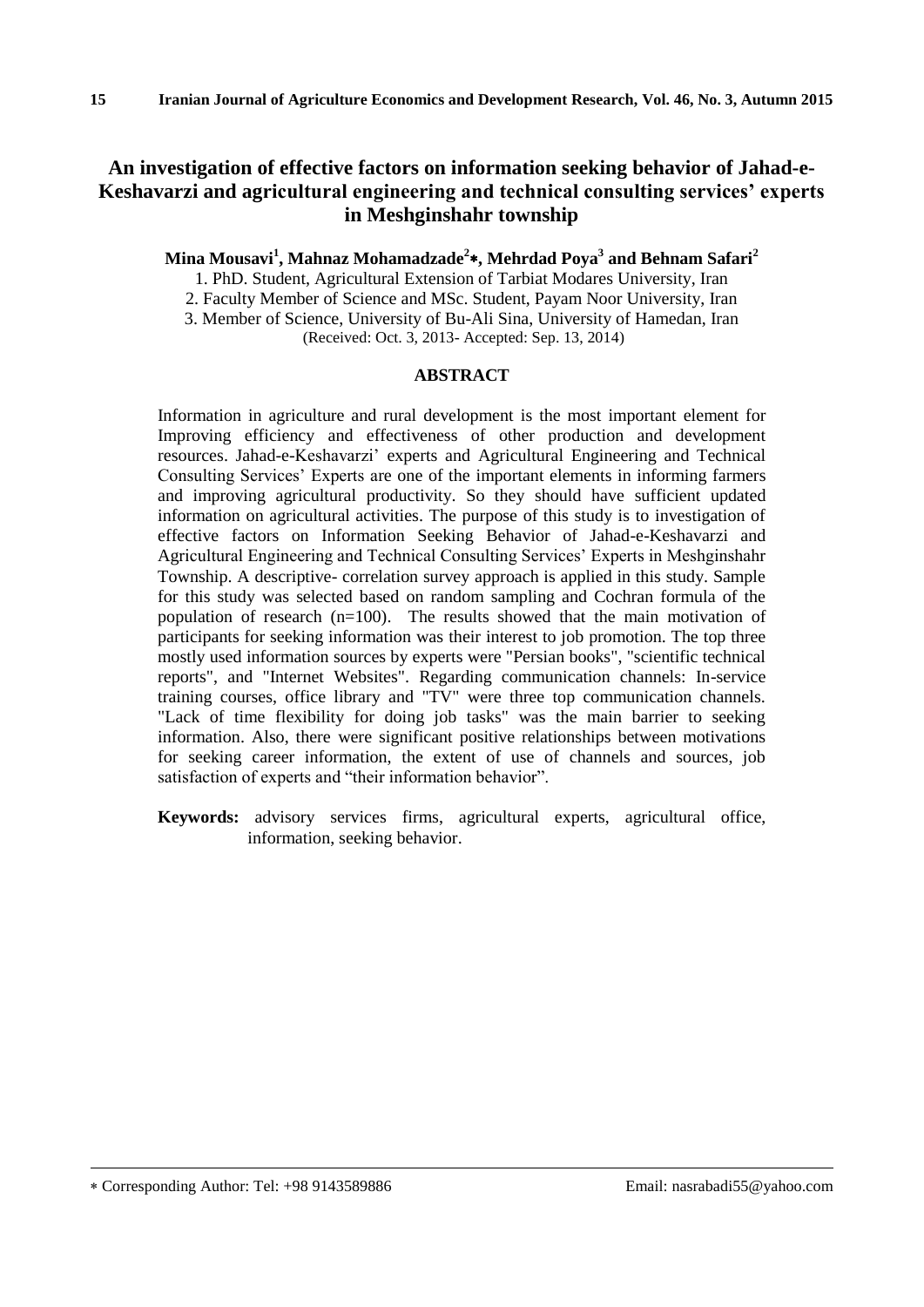# An investigation of effective factors on information seeking behavior of Jahad-e-Keshavarzi and agricultural engineering and technical consulting services' experts in Meshginshahr township

**Mina Mousavi[1], Mahnaz Mohamadzade[2]*, Mehrdad Poya[3] and Behnam Safari[2]**

1. PhD. Student, Agricultural Extension of Tarbiat Modares University, Iran
2. Faculty Member of Science and MSc. Student, Payam Noor University, Iran
3. Member of Science, University of Bu-Ali Sina, University of Hamedan, Iran

(Received: Oct. 3, 2013- Accepted: Sep. 13, 2014)

## ABSTRACT

Information in agriculture and rural development is the most important element for Improving efficiency and effectiveness of other production and development resources. Jahad-e-Keshavarzi' experts and Agricultural Engineering and Technical Consulting Services' Experts are one of the important elements in informing farmers and improving agricultural productivity. So they should have sufficient updated information on agricultural activities. The purpose of this study is to investigation of effective factors on Information Seeking Behavior of Jahad-e-Keshavarzi and Agricultural Engineering and Technical Consulting Services' Experts in Meshginshahr Township. A descriptive- correlation survey approach is applied in this study. Sample for this study was selected based on random sampling and Cochran formula of the population of research (n=100). The results showed that the main motivation of participants for seeking information was their interest to job promotion. The top three mostly used information sources by experts were "Persian books", "scientific technical reports", and "Internet Websites". Regarding communication channels: In-service training courses, office library and "TV" were three top communication channels. "Lack of time flexibility for doing job tasks" was the main barrier to seeking information. Also, there were significant positive relationships between motivations for seeking career information, the extent of use of channels and sources, job satisfaction of experts and "their information behavior".

**Keywords:** advisory services firms, agricultural experts, agricultural office, information, seeking behavior.

---

* Corresponding Author: Tel: +98 9143589886 Email: nasrabadi55@yahoo.com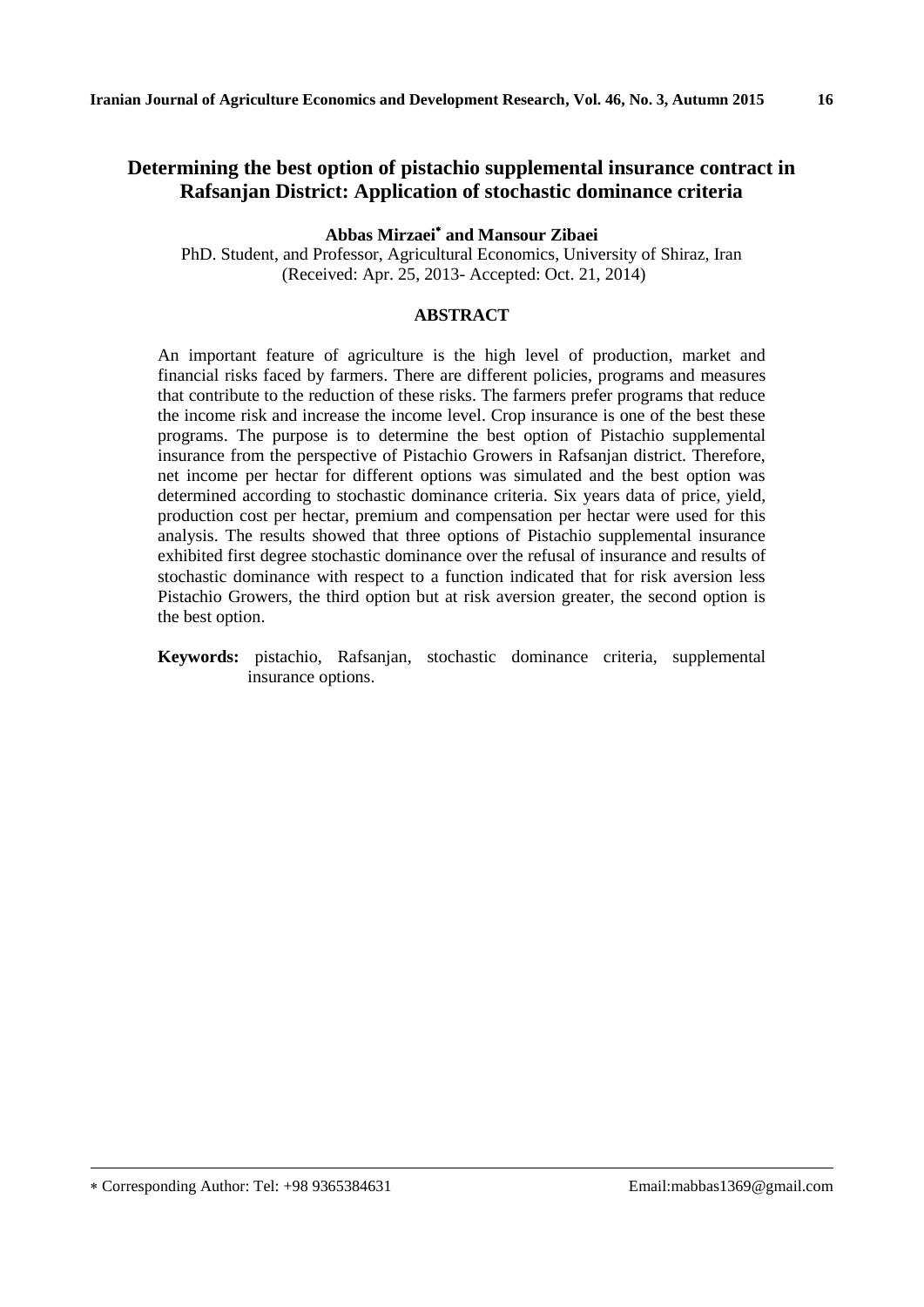# Determining the best option of pistachio supplemental insurance contract in Rafsanjan District: Application of stochastic dominance criteria

**Abbas Mirzaei[*] and Mansour Zibaei**

PhD. Student, and Professor, Agricultural Economics, University of Shiraz, Iran
(Received: Apr. 25, 2013- Accepted: Oct. 21, 2014)

## ABSTRACT

An important feature of agriculture is the high level of production, market and financial risks faced by farmers. There are different policies, programs and measures that contribute to the reduction of these risks. The farmers prefer programs that reduce the income risk and increase the income level. Crop insurance is one of the best these programs. The purpose is to determine the best option of Pistachio supplemental insurance from the perspective of Pistachio Growers in Rafsanjan district. Therefore, net income per hectar for different options was simulated and the best option was determined according to stochastic dominance criteria. Six years data of price, yield, production cost per hectar, premium and compensation per hectar were used for this analysis. The results showed that three options of Pistachio supplemental insurance exhibited first degree stochastic dominance over the refusal of insurance and results of stochastic dominance with respect to a function indicated that for risk aversion less Pistachio Growers, the third option but at risk aversion greater, the second option is the best option.

**Keywords:** pistachio, Rafsanjan, stochastic dominance criteria, supplemental insurance options.

---

[*] Corresponding Author: Tel: +98 9365384631 Email:mabbas1369@gmail.com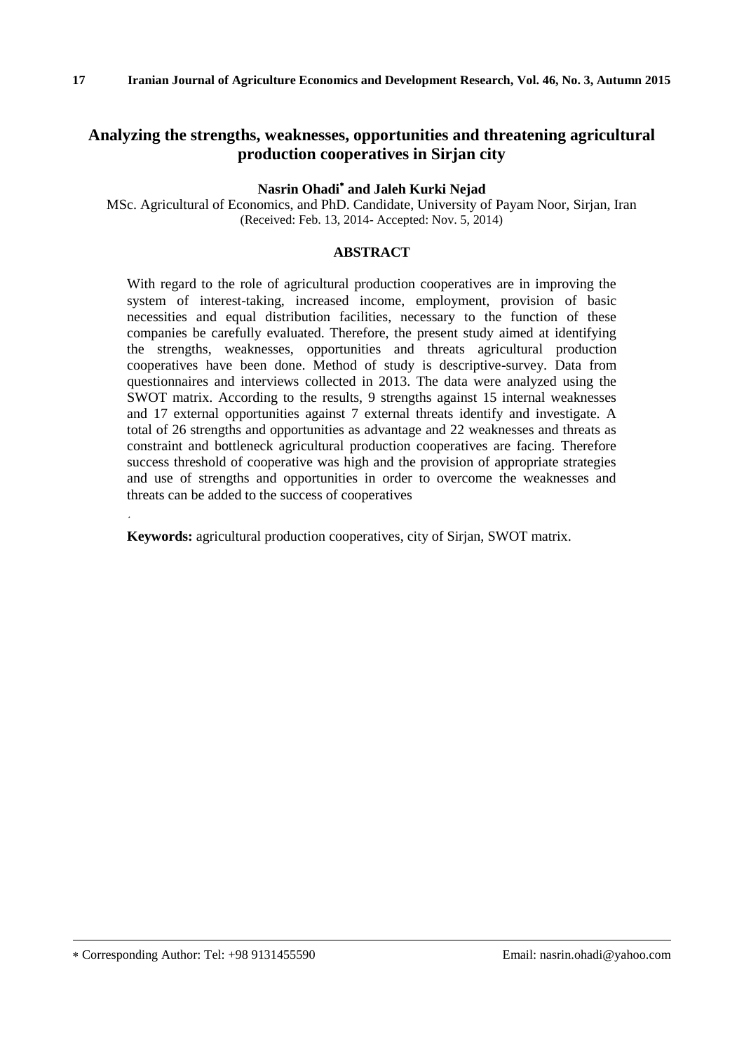# Analyzing the strengths, weaknesses, opportunities and threatening agricultural production cooperatives in Sirjan city

**Nasrin Ohadi[*] and Jaleh Kurki Nejad**

MSc. Agricultural of Economics, and PhD. Candidate, University of Payam Noor, Sirjan, Iran
(Received: Feb. 13, 2014- Accepted: Nov. 5, 2014)

## ABSTRACT

With regard to the role of agricultural production cooperatives are in improving the system of interest-taking, increased income, employment, provision of basic necessities and equal distribution facilities, necessary to the function of these companies be carefully evaluated. Therefore, the present study aimed at identifying the strengths, weaknesses, opportunities and threats agricultural production cooperatives have been done. Method of study is descriptive-survey. Data from questionnaires and interviews collected in 2013. The data were analyzed using the SWOT matrix. According to the results, 9 strengths against 15 internal weaknesses and 17 external opportunities against 7 external threats identify and investigate. A total of 26 strengths and opportunities as advantage and 22 weaknesses and threats as constraint and bottleneck agricultural production cooperatives are facing. Therefore success threshold of cooperative was high and the provision of appropriate strategies and use of strengths and opportunities in order to overcome the weaknesses and threats can be added to the success of cooperatives

.

**Keywords:** agricultural production cooperatives, city of Sirjan, SWOT matrix.

---

[*] Corresponding Author: Tel: +98 9131455590 Email: nasrin.ohadi@yahoo.com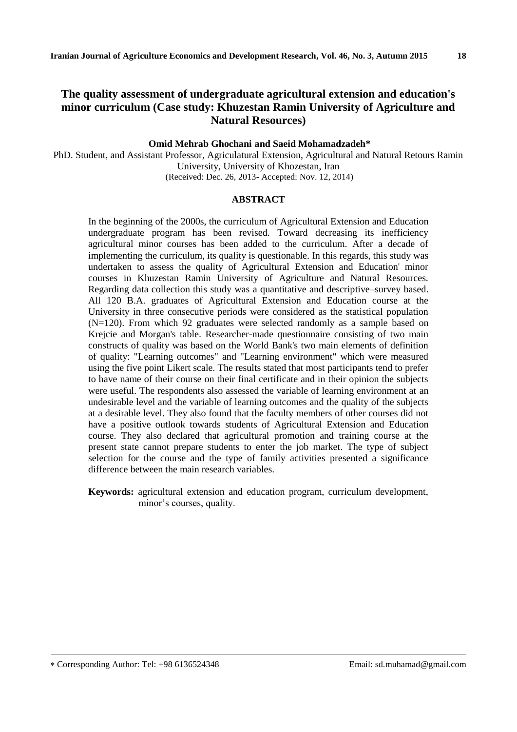# The quality assessment of undergraduate agricultural extension and education's minor curriculum (Case study: Khuzestan Ramin University of Agriculture and Natural Resources)

**Omid Mehrab Ghochani and Saeid Mohamadzadeh***

PhD. Student, and Assistant Professor, Agriculatural Extension, Agricultural and Natural Retours Ramin University, University of Khozestan, Iran

(Received: Dec. 26, 2013- Accepted: Nov. 12, 2014)

## ABSTRACT

In the beginning of the 2000s, the curriculum of Agricultural Extension and Education undergraduate program has been revised. Toward decreasing its inefficiency agricultural minor courses has been added to the curriculum. After a decade of implementing the curriculum, its quality is questionable. In this regards, this study was undertaken to assess the quality of Agricultural Extension and Education' minor courses in Khuzestan Ramin University of Agriculture and Natural Resources. Regarding data collection this study was a quantitative and descriptive–survey based. All 120 B.A. graduates of Agricultural Extension and Education course at the University in three consecutive periods were considered as the statistical population (N=120). From which 92 graduates were selected randomly as a sample based on Krejcie and Morgan's table. Researcher-made questionnaire consisting of two main constructs of quality was based on the World Bank's two main elements of definition of quality: "Learning outcomes" and "Learning environment" which were measured using the five point Likert scale. The results stated that most participants tend to prefer to have name of their course on their final certificate and in their opinion the subjects were useful. The respondents also assessed the variable of learning environment at an undesirable level and the variable of learning outcomes and the quality of the subjects at a desirable level. They also found that the faculty members of other courses did not have a positive outlook towards students of Agricultural Extension and Education course. They also declared that agricultural promotion and training course at the present state cannot prepare students to enter the job market. The type of subject selection for the course and the type of family activities presented a significance difference between the main research variables.

**Keywords:** agricultural extension and education program, curriculum development, minor's courses, quality.

---

* Corresponding Author: Tel: +98 6136524348 Email: sd.muhamad@gmail.com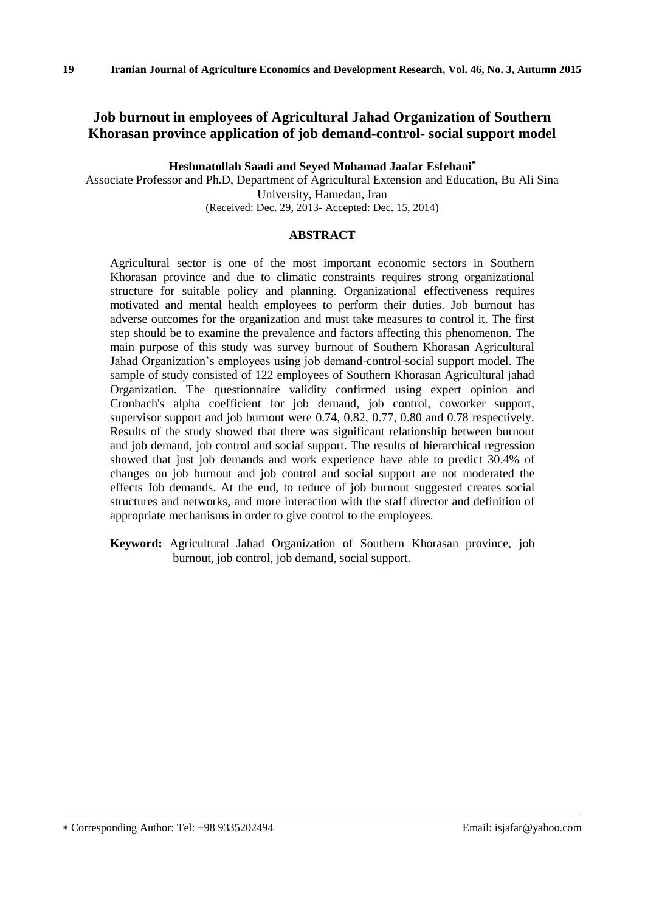# Job burnout in employees of Agricultural Jahad Organization of Southern Khorasan province application of job demand-control- social support model

**Heshmatollah Saadi and Seyed Mohamad Jaafar Esfehani***

Associate Professor and Ph.D, Department of Agricultural Extension and Education, Bu Ali Sina University, Hamedan, Iran

(Received: Dec. 29, 2013- Accepted: Dec. 15, 2014)

## ABSTRACT

Agricultural sector is one of the most important economic sectors in Southern Khorasan province and due to climatic constraints requires strong organizational structure for suitable policy and planning. Organizational effectiveness requires motivated and mental health employees to perform their duties. Job burnout has adverse outcomes for the organization and must take measures to control it. The first step should be to examine the prevalence and factors affecting this phenomenon. The main purpose of this study was survey burnout of Southern Khorasan Agricultural Jahad Organization's employees using job demand-control-social support model. The sample of study consisted of 122 employees of Southern Khorasan Agricultural jahad Organization. The questionnaire validity confirmed using expert opinion and Cronbach's alpha coefficient for job demand, job control, coworker support, supervisor support and job burnout were 0.74, 0.82, 0.77, 0.80 and 0.78 respectively. Results of the study showed that there was significant relationship between burnout and job demand, job control and social support. The results of hierarchical regression showed that just job demands and work experience have able to predict 30.4% of changes on job burnout and job control and social support are not moderated the effects Job demands. At the end, to reduce of job burnout suggested creates social structures and networks, and more interaction with the staff director and definition of appropriate mechanisms in order to give control to the employees.

**Keyword:** Agricultural Jahad Organization of Southern Khorasan province, job burnout, job control, job demand, social support.

---

* Corresponding Author: Tel: +98 9335202494 Email: isjafar@yahoo.com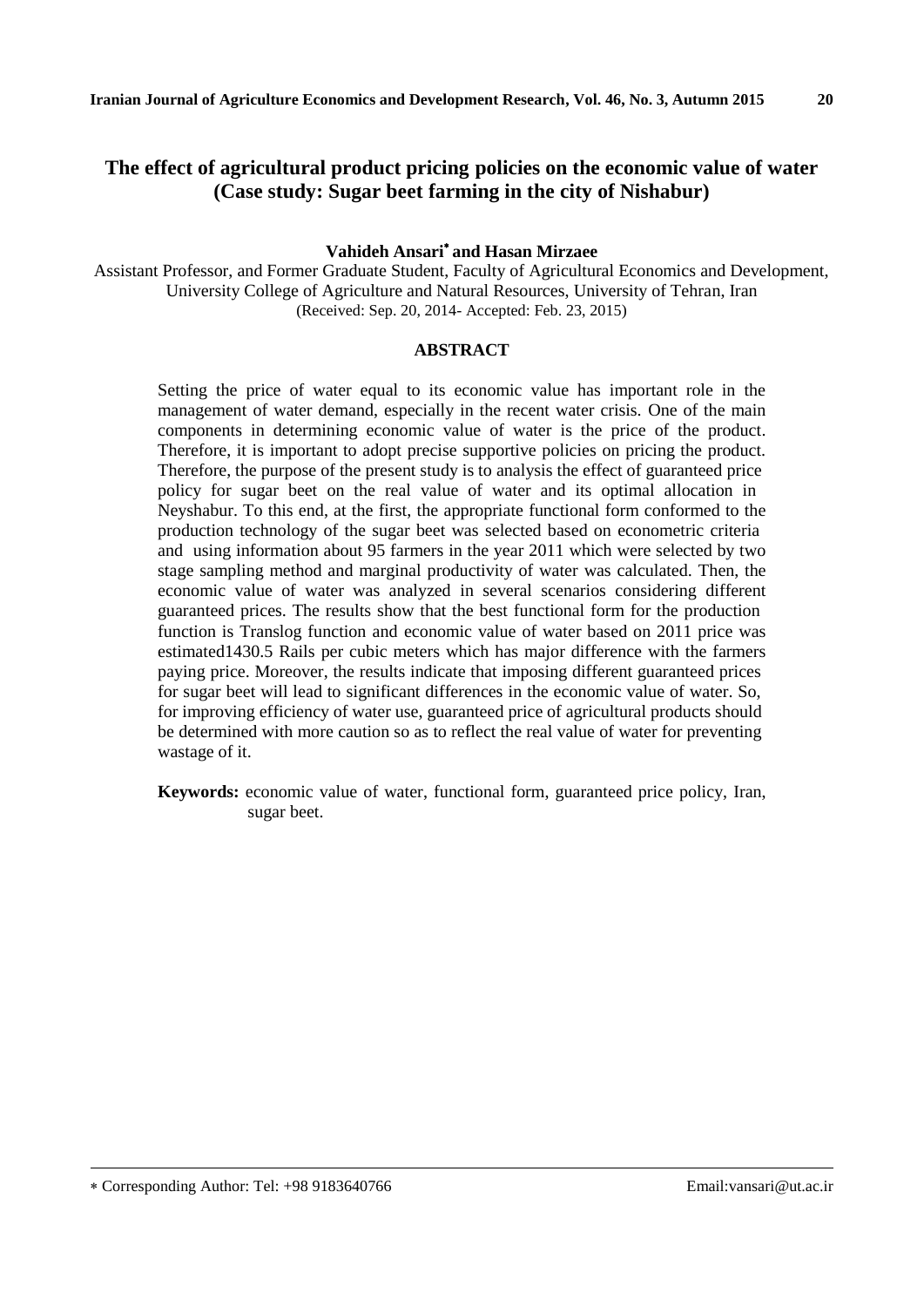# The effect of agricultural product pricing policies on the economic value of water (Case study: Sugar beet farming in the city of Nishabur)

**Vahideh Ansari* and Hasan Mirzaee**

Assistant Professor, and Former Graduate Student, Faculty of Agricultural Economics and Development, University College of Agriculture and Natural Resources, University of Tehran, Iran
(Received: Sep. 20, 2014- Accepted: Feb. 23, 2015)

## ABSTRACT

Setting the price of water equal to its economic value has important role in the management of water demand, especially in the recent water crisis. One of the main components in determining economic value of water is the price of the product. Therefore, it is important to adopt precise supportive policies on pricing the product. Therefore, the purpose of the present study is to analysis the effect of guaranteed price policy for sugar beet on the real value of water and its optimal allocation in Neyshabur. To this end, at the first, the appropriate functional form conformed to the production technology of the sugar beet was selected based on econometric criteria and using information about 95 farmers in the year 2011 which were selected by two stage sampling method and marginal productivity of water was calculated. Then, the economic value of water was analyzed in several scenarios considering different guaranteed prices. The results show that the best functional form for the production function is Translog function and economic value of water based on 2011 price was estimated1430.5 Rails per cubic meters which has major difference with the farmers paying price. Moreover, the results indicate that imposing different guaranteed prices for sugar beet will lead to significant differences in the economic value of water. So, for improving efficiency of water use, guaranteed price of agricultural products should be determined with more caution so as to reflect the real value of water for preventing wastage of it.

**Keywords:** economic value of water, functional form, guaranteed price policy, Iran, sugar beet.

---

* Corresponding Author: Tel: +98 9183640766 Email:vansari@ut.ac.ir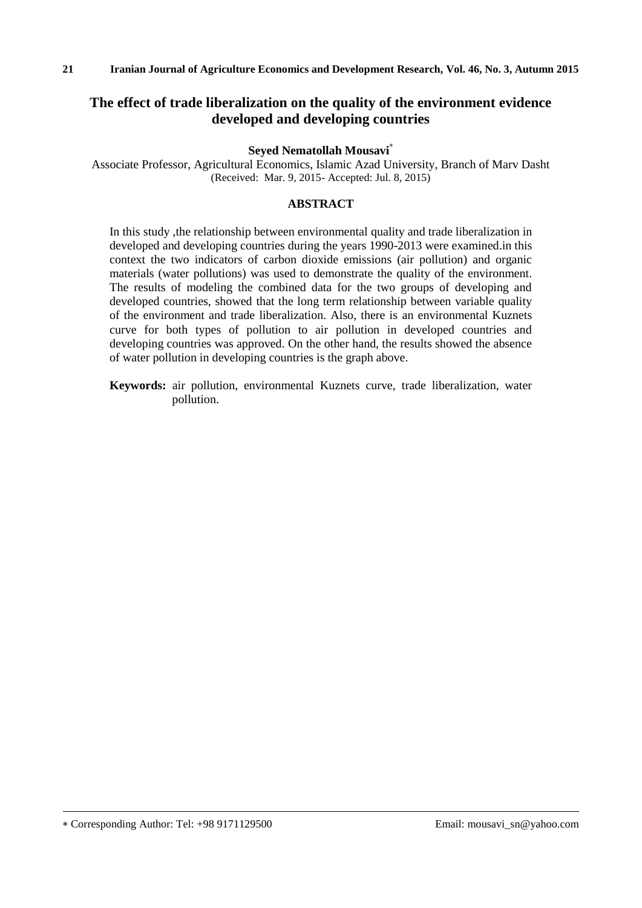# The effect of trade liberalization on the quality of the environment evidence developed and developing countries

**Seyed Nematollah Mousavi***

Associate Professor, Agricultural Economics, Islamic Azad University, Branch of Marv Dasht
(Received: Mar. 9, 2015- Accepted: Jul. 8, 2015)

## ABSTRACT

In this study ,the relationship between environmental quality and trade liberalization in developed and developing countries during the years 1990-2013 were examined.in this context the two indicators of carbon dioxide emissions (air pollution) and organic materials (water pollutions) was used to demonstrate the quality of the environment. The results of modeling the combined data for the two groups of developing and developed countries, showed that the long term relationship between variable quality of the environment and trade liberalization. Also, there is an environmental Kuznets curve for both types of pollution to air pollution in developed countries and developing countries was approved. On the other hand, the results showed the absence of water pollution in developing countries is the graph above.

**Keywords:** air pollution, environmental Kuznets curve, trade liberalization, water pollution.

---

* Corresponding Author: Tel: +98 9171129500 Email: mousavi_sn@yahoo.com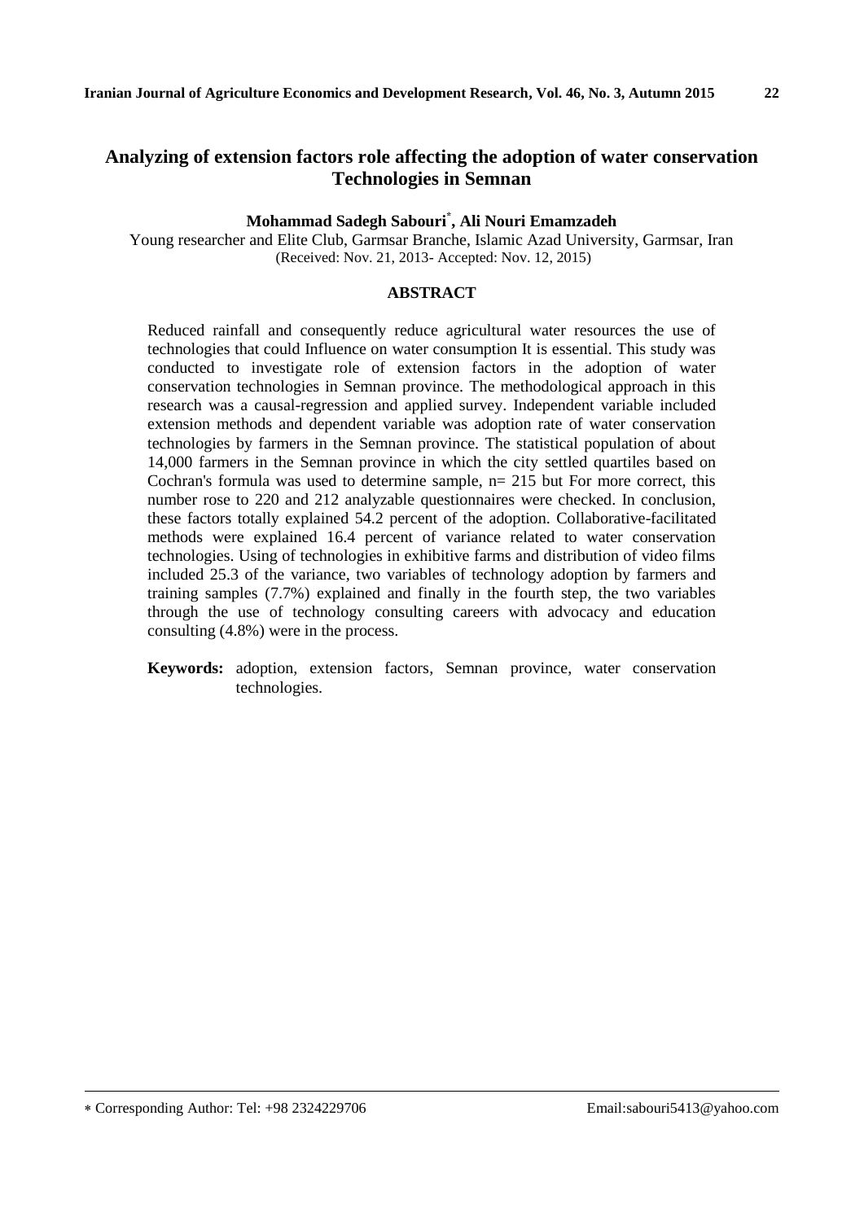# Analyzing of extension factors role affecting the adoption of water conservation Technologies in Semnan

**Mohammad Sadegh Sabouri*, Ali Nouri Emamzadeh**

Young researcher and Elite Club, Garmsar Branche, Islamic Azad University, Garmsar, Iran

(Received: Nov. 21, 2013- Accepted: Nov. 12, 2015)

## ABSTRACT

Reduced rainfall and consequently reduce agricultural water resources the use of technologies that could Influence on water consumption It is essential. This study was conducted to investigate role of extension factors in the adoption of water conservation technologies in Semnan province. The methodological approach in this research was a causal-regression and applied survey. Independent variable included extension methods and dependent variable was adoption rate of water conservation technologies by farmers in the Semnan province. The statistical population of about 14,000 farmers in the Semnan province in which the city settled quartiles based on Cochran's formula was used to determine sample, n= 215 but For more correct, this number rose to 220 and 212 analyzable questionnaires were checked. In conclusion, these factors totally explained 54.2 percent of the adoption. Collaborative-facilitated methods were explained 16.4 percent of variance related to water conservation technologies. Using of technologies in exhibitive farms and distribution of video films included 25.3 of the variance, two variables of technology adoption by farmers and training samples (7.7%) explained and finally in the fourth step, the two variables through the use of technology consulting careers with advocacy and education consulting (4.8%) were in the process.

**Keywords:** adoption, extension factors, Semnan province, water conservation technologies.

---

* Corresponding Author: Tel: +98 2324229706 Email:sabouri5413@yahoo.com